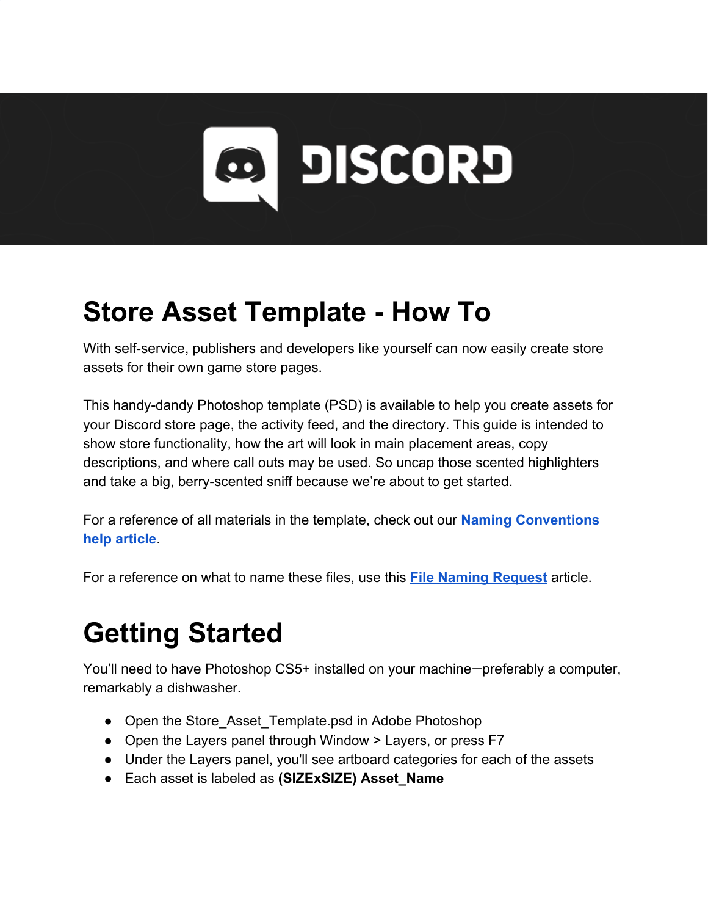# Store Asset Template - How To

With self-service, publishers and developers like yourself can now easily create store assets for their own game store pages.

This handy-dandy Photoshop template (PSD) is available to help you create assets for your Discord store page, the activity feed, and the directory. This guide is intended to show store functionality, how the art will look in main placement areas, copy descriptions, and where call outs may be used. So uncap those scented highlighters and take a big, berry-scented sniff because we're about to get started.

For a reference of all materials in the template, check out our **Naming Conventions help article**.

For a reference on what to name these files, use this **File Naming Request** article.

# Getting Started

You'll need to have Photoshop CS5+ installed on your machine—preferably a computer, remarkably a dishwasher.

- Open the Store_Asset_Template.psd in Adobe Photoshop
- Open the Layers panel through Window > Layers, or press F7
- Under the Layers panel, you'll see artboard categories for each of the assets
- Each asset is labeled as **(SIZExSIZE) Asset_Name**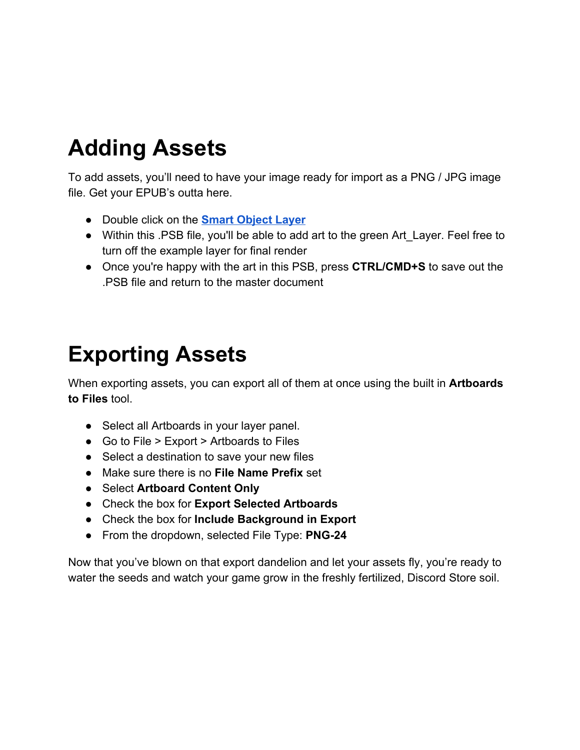# Adding Assets

To add assets, you'll need to have your image ready for import as a PNG / JPG image file. Get your EPUB's outta here.

- Double click on the **Smart Object Layer**
- Within this .PSB file, you'll be able to add art to the green Art_Layer. Feel free to turn off the example layer for final render
- Once you're happy with the art in this PSB, press **CTRL/CMD+S** to save out the .PSB file and return to the master document

# Exporting Assets

When exporting assets, you can export all of them at once using the built in **Artboards to Files** tool.

- Select all Artboards in your layer panel.
- Go to File > Export > Artboards to Files
- Select a destination to save your new files
- Make sure there is no **File Name Prefix** set
- Select **Artboard Content Only**
- Check the box for **Export Selected Artboards**
- Check the box for **Include Background in Export**
- From the dropdown, selected File Type: **PNG-24**

Now that you've blown on that export dandelion and let your assets fly, you're ready to water the seeds and watch your game grow in the freshly fertilized, Discord Store soil.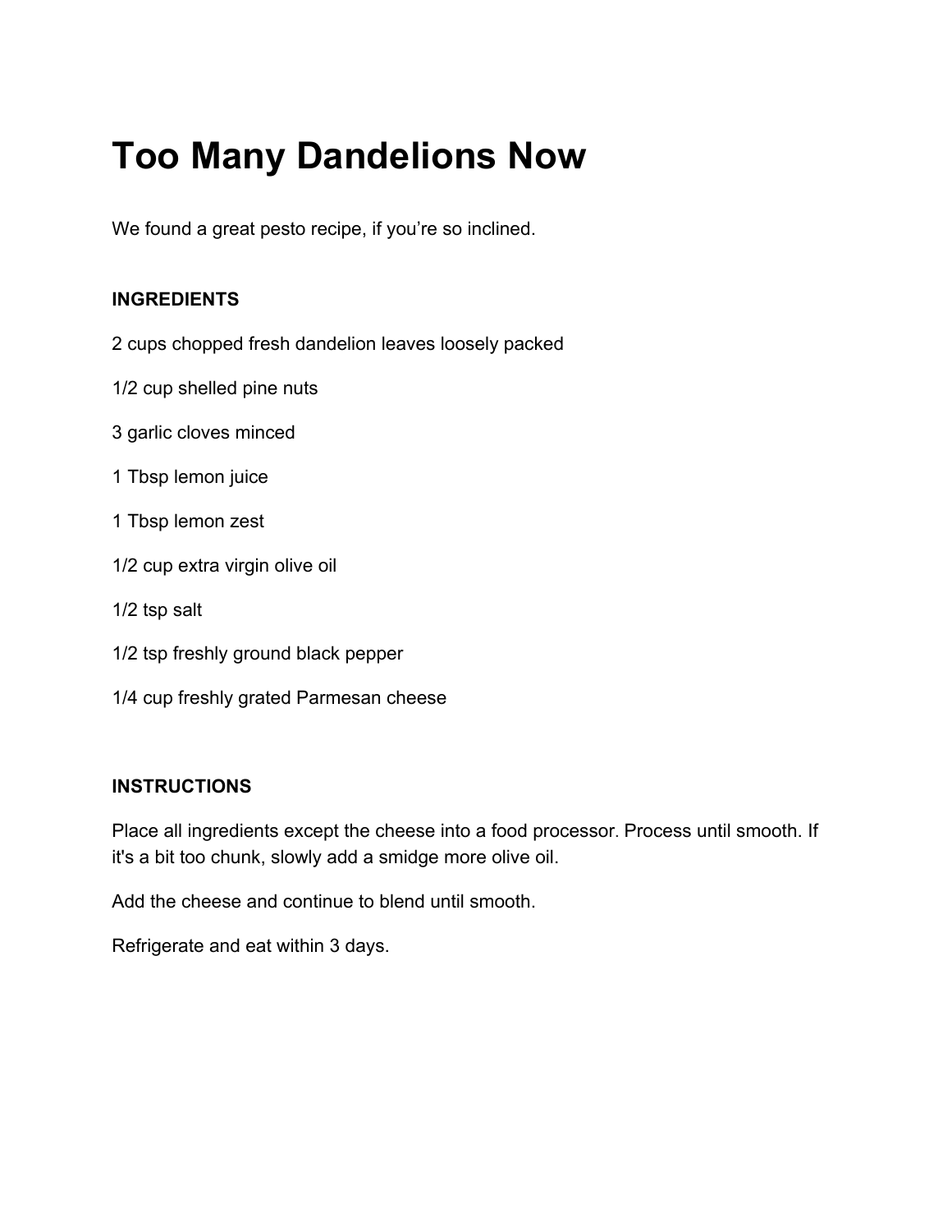# Too Many Dandelions Now

We found a great pesto recipe, if you're so inclined.

**INGREDIENTS**

2 cups chopped fresh dandelion leaves loosely packed

1/2 cup shelled pine nuts

3 garlic cloves minced

1 Tbsp lemon juice

1 Tbsp lemon zest

1/2 cup extra virgin olive oil

1/2 tsp salt

1/2 tsp freshly ground black pepper

1/4 cup freshly grated Parmesan cheese

**INSTRUCTIONS**

Place all ingredients except the cheese into a food processor. Process until smooth. If it's a bit too chunk, slowly add a smidge more olive oil.

Add the cheese and continue to blend until smooth.

Refrigerate and eat within 3 days.